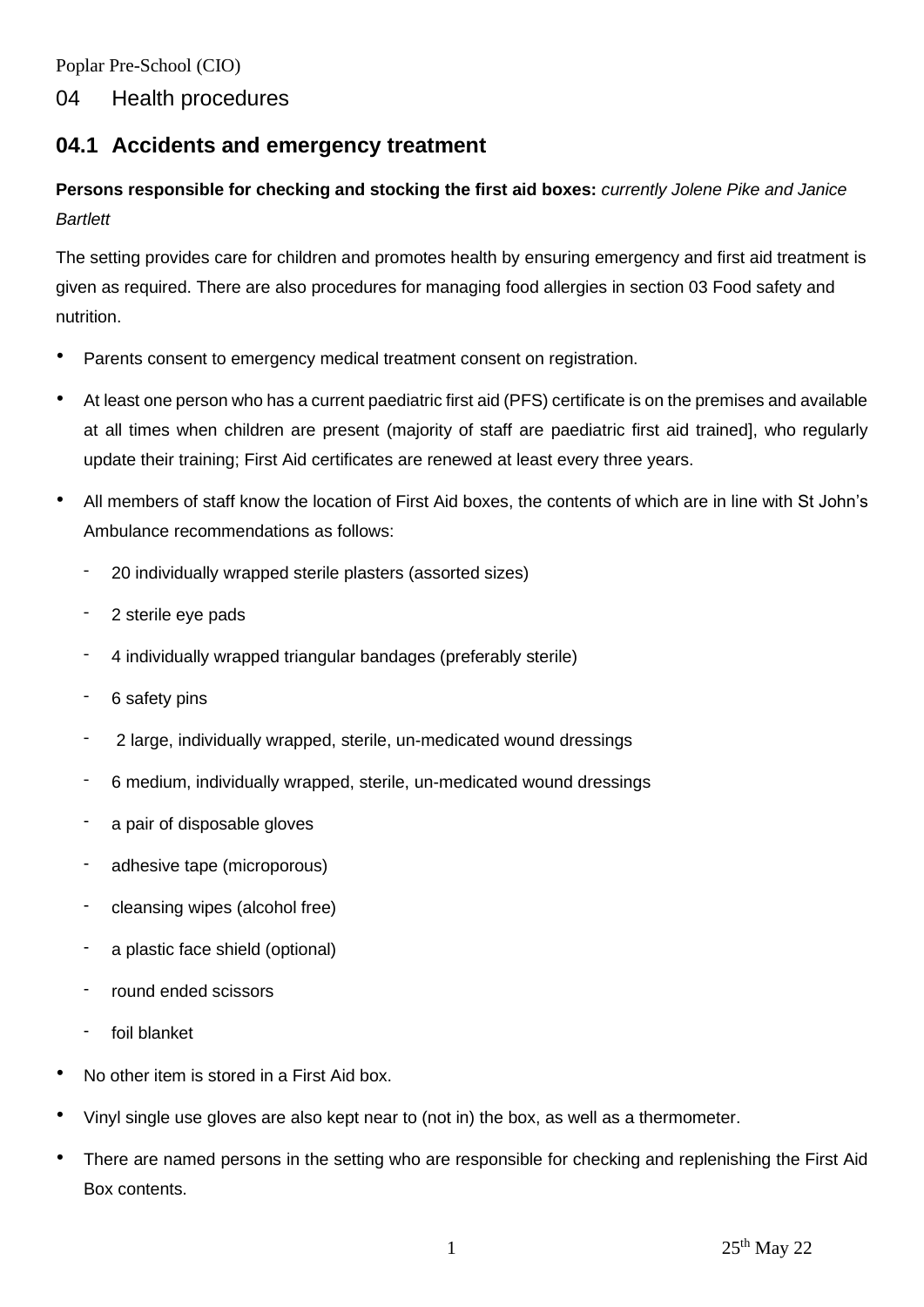Poplar Pre-School (CIO)

# 04 Health procedures

## 04.1 Accidents and emergency treatment

**Persons responsible for checking and stocking the first aid boxes:** *currently Jolene Pike and Janice Bartlett*

The setting provides care for children and promotes health by ensuring emergency and first aid treatment is given as required. There are also procedures for managing food allergies in section 03 Food safety and nutrition.

- Parents consent to emergency medical treatment consent on registration.
- At least one person who has a current paediatric first aid (PFS) certificate is on the premises and available at all times when children are present (majority of staff are paediatric first aid trained], who regularly update their training; First Aid certificates are renewed at least every three years.
- All members of staff know the location of First Aid boxes, the contents of which are in line with St John's Ambulance recommendations as follows:
  - 20 individually wrapped sterile plasters (assorted sizes)
  - 2 sterile eye pads
  - 4 individually wrapped triangular bandages (preferably sterile)
  - 6 safety pins
  - 2 large, individually wrapped, sterile, un-medicated wound dressings
  - 6 medium, individually wrapped, sterile, un-medicated wound dressings
  - a pair of disposable gloves
  - adhesive tape (microporous)
  - cleansing wipes (alcohol free)
  - a plastic face shield (optional)
  - round ended scissors
  - foil blanket
- No other item is stored in a First Aid box.
- Vinyl single use gloves are also kept near to (not in) the box, as well as a thermometer.
- There are named persons in the setting who are responsible for checking and replenishing the First Aid Box contents.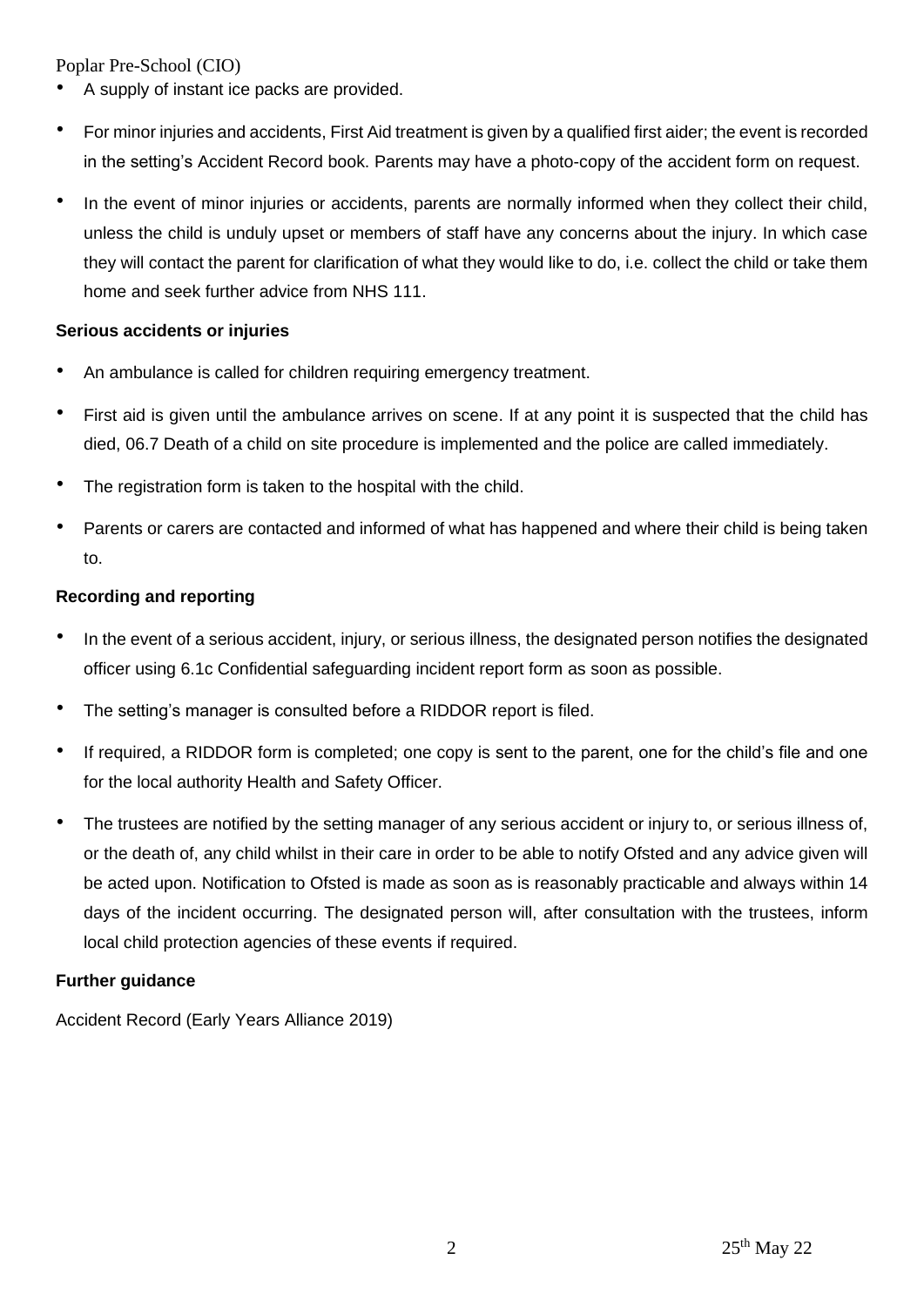- A supply of instant ice packs are provided.
- For minor injuries and accidents, First Aid treatment is given by a qualified first aider; the event is recorded in the setting's Accident Record book. Parents may have a photo-copy of the accident form on request.
- In the event of minor injuries or accidents, parents are normally informed when they collect their child, unless the child is unduly upset or members of staff have any concerns about the injury. In which case they will contact the parent for clarification of what they would like to do, i.e. collect the child or take them home and seek further advice from NHS 111.

**Serious accidents or injuries**

- An ambulance is called for children requiring emergency treatment.
- First aid is given until the ambulance arrives on scene. If at any point it is suspected that the child has died, 06.7 Death of a child on site procedure is implemented and the police are called immediately.
- The registration form is taken to the hospital with the child.
- Parents or carers are contacted and informed of what has happened and where their child is being taken to.

**Recording and reporting**

- In the event of a serious accident, injury, or serious illness, the designated person notifies the designated officer using 6.1c Confidential safeguarding incident report form as soon as possible.
- The setting's manager is consulted before a RIDDOR report is filed.
- If required, a RIDDOR form is completed; one copy is sent to the parent, one for the child's file and one for the local authority Health and Safety Officer.
- The trustees are notified by the setting manager of any serious accident or injury to, or serious illness of, or the death of, any child whilst in their care in order to be able to notify Ofsted and any advice given will be acted upon. Notification to Ofsted is made as soon as is reasonably practicable and always within 14 days of the incident occurring. The designated person will, after consultation with the trustees, inform local child protection agencies of these events if required.

**Further guidance**

Accident Record (Early Years Alliance 2019)